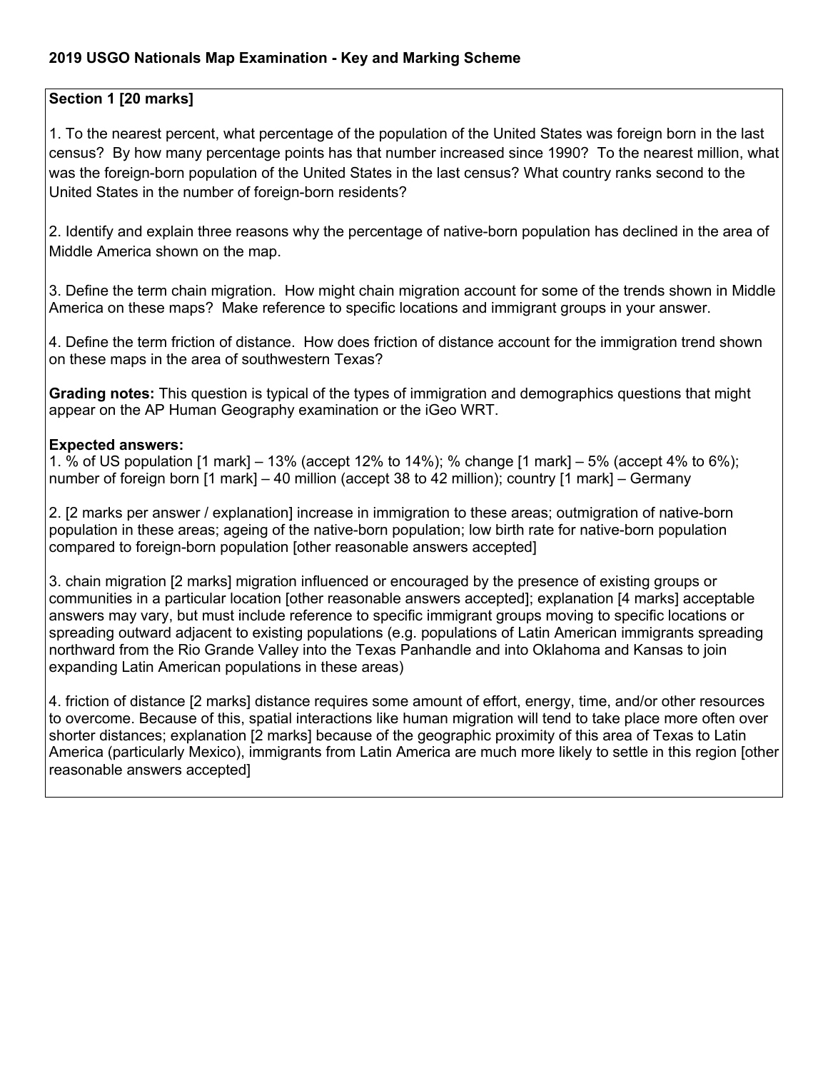## 2019 USGO Nationals Map Examination - Key and Marking Scheme

**Section 1 [20 marks]**

1. To the nearest percent, what percentage of the population of the United States was foreign born in the last census? By how many percentage points has that number increased since 1990? To the nearest million, what was the foreign-born population of the United States in the last census? What country ranks second to the United States in the number of foreign-born residents?

2. Identify and explain three reasons why the percentage of native-born population has declined in the area of Middle America shown on the map.

3. Define the term chain migration. How might chain migration account for some of the trends shown in Middle America on these maps? Make reference to specific locations and immigrant groups in your answer.

4. Define the term friction of distance. How does friction of distance account for the immigration trend shown on these maps in the area of southwestern Texas?

**Grading notes:** This question is typical of the types of immigration and demographics questions that might appear on the AP Human Geography examination or the iGeo WRT.

**Expected answers:**

1. % of US population [1 mark] – 13% (accept 12% to 14%); % change [1 mark] – 5% (accept 4% to 6%); number of foreign born [1 mark] – 40 million (accept 38 to 42 million); country [1 mark] – Germany

2. [2 marks per answer / explanation] increase in immigration to these areas; outmigration of native-born population in these areas; ageing of the native-born population; low birth rate for native-born population compared to foreign-born population [other reasonable answers accepted]

3. chain migration [2 marks] migration influenced or encouraged by the presence of existing groups or communities in a particular location [other reasonable answers accepted]; explanation [4 marks] acceptable answers may vary, but must include reference to specific immigrant groups moving to specific locations or spreading outward adjacent to existing populations (e.g. populations of Latin American immigrants spreading northward from the Rio Grande Valley into the Texas Panhandle and into Oklahoma and Kansas to join expanding Latin American populations in these areas)

4. friction of distance [2 marks] distance requires some amount of effort, energy, time, and/or other resources to overcome. Because of this, spatial interactions like human migration will tend to take place more often over shorter distances; explanation [2 marks] because of the geographic proximity of this area of Texas to Latin America (particularly Mexico), immigrants from Latin America are much more likely to settle in this region [other reasonable answers accepted]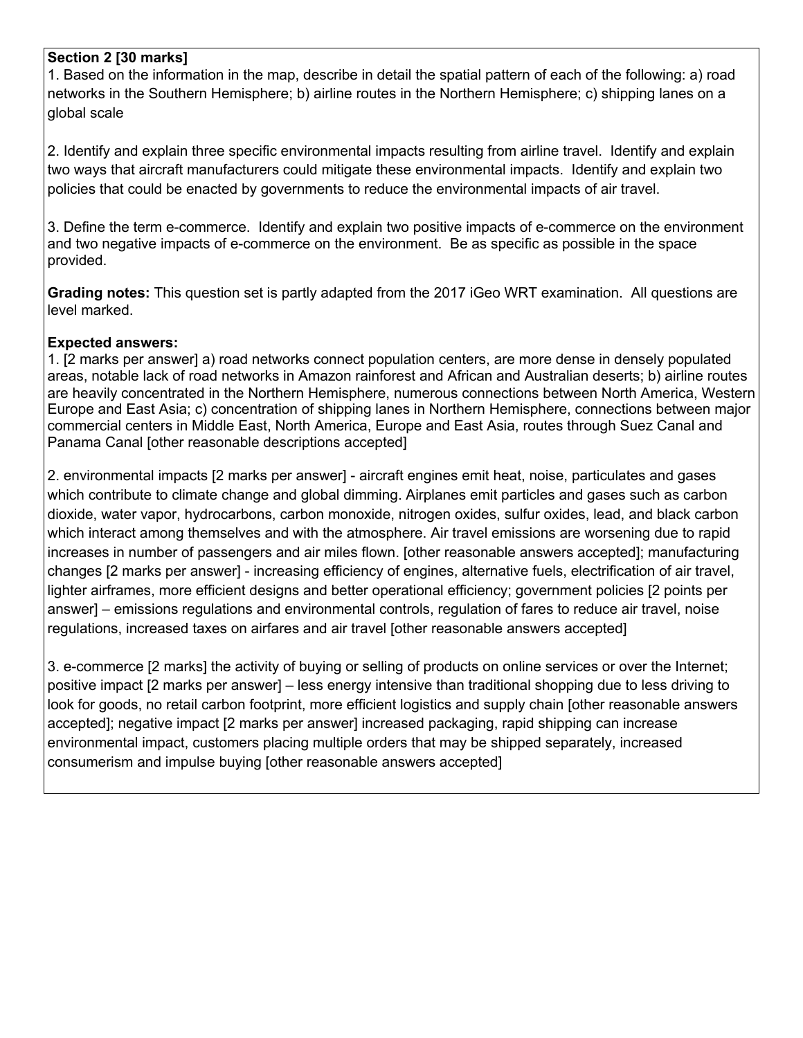**Section 2 [30 marks]**

1. Based on the information in the map, describe in detail the spatial pattern of each of the following: a) road networks in the Southern Hemisphere; b) airline routes in the Northern Hemisphere; c) shipping lanes on a global scale

2. Identify and explain three specific environmental impacts resulting from airline travel. Identify and explain two ways that aircraft manufacturers could mitigate these environmental impacts. Identify and explain two policies that could be enacted by governments to reduce the environmental impacts of air travel.

3. Define the term e-commerce. Identify and explain two positive impacts of e-commerce on the environment and two negative impacts of e-commerce on the environment. Be as specific as possible in the space provided.

**Grading notes:** This question set is partly adapted from the 2017 iGeo WRT examination. All questions are level marked.

**Expected answers:**

1. [2 marks per answer] a) road networks connect population centers, are more dense in densely populated areas, notable lack of road networks in Amazon rainforest and African and Australian deserts; b) airline routes are heavily concentrated in the Northern Hemisphere, numerous connections between North America, Western Europe and East Asia; c) concentration of shipping lanes in Northern Hemisphere, connections between major commercial centers in Middle East, North America, Europe and East Asia, routes through Suez Canal and Panama Canal [other reasonable descriptions accepted]

2. environmental impacts [2 marks per answer] - aircraft engines emit heat, noise, particulates and gases which contribute to climate change and global dimming. Airplanes emit particles and gases such as carbon dioxide, water vapor, hydrocarbons, carbon monoxide, nitrogen oxides, sulfur oxides, lead, and black carbon which interact among themselves and with the atmosphere. Air travel emissions are worsening due to rapid increases in number of passengers and air miles flown. [other reasonable answers accepted]; manufacturing changes [2 marks per answer] - increasing efficiency of engines, alternative fuels, electrification of air travel, lighter airframes, more efficient designs and better operational efficiency; government policies [2 points per answer] – emissions regulations and environmental controls, regulation of fares to reduce air travel, noise regulations, increased taxes on airfares and air travel [other reasonable answers accepted]

3. e-commerce [2 marks] the activity of buying or selling of products on online services or over the Internet; positive impact [2 marks per answer] – less energy intensive than traditional shopping due to less driving to look for goods, no retail carbon footprint, more efficient logistics and supply chain [other reasonable answers accepted]; negative impact [2 marks per answer] increased packaging, rapid shipping can increase environmental impact, customers placing multiple orders that may be shipped separately, increased consumerism and impulse buying [other reasonable answers accepted]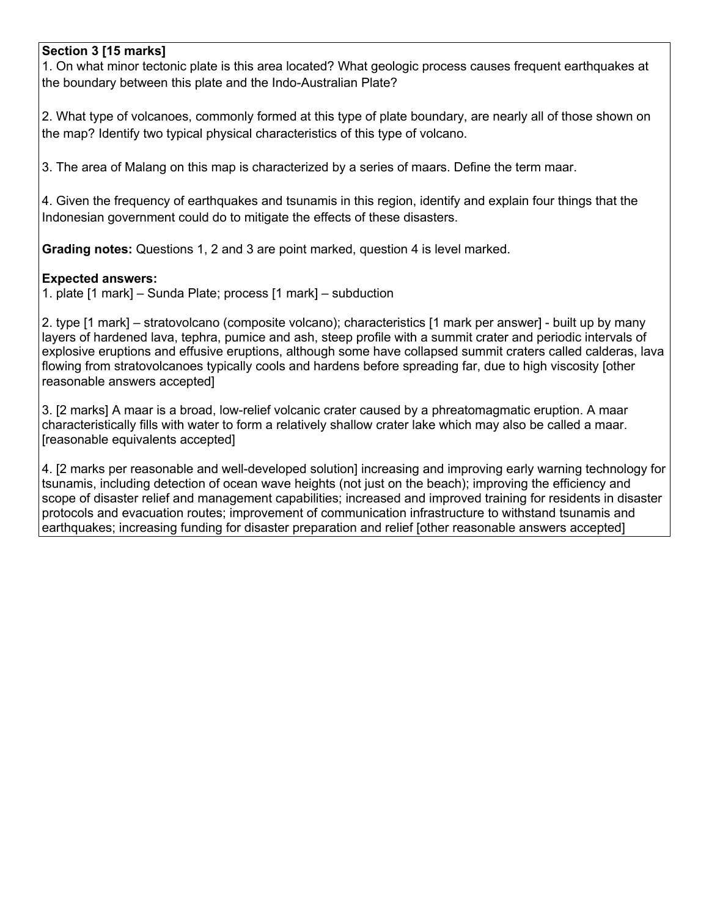**Section 3 [15 marks]**

1. On what minor tectonic plate is this area located? What geologic process causes frequent earthquakes at the boundary between this plate and the Indo-Australian Plate?

2. What type of volcanoes, commonly formed at this type of plate boundary, are nearly all of those shown on the map? Identify two typical physical characteristics of this type of volcano.

3. The area of Malang on this map is characterized by a series of maars. Define the term maar.

4. Given the frequency of earthquakes and tsunamis in this region, identify and explain four things that the Indonesian government could do to mitigate the effects of these disasters.

**Grading notes:** Questions 1, 2 and 3 are point marked, question 4 is level marked.

**Expected answers:**

1. plate [1 mark] – Sunda Plate; process [1 mark] – subduction

2. type [1 mark] – stratovolcano (composite volcano); characteristics [1 mark per answer] - built up by many layers of hardened lava, tephra, pumice and ash, steep profile with a summit crater and periodic intervals of explosive eruptions and effusive eruptions, although some have collapsed summit craters called calderas, lava flowing from stratovolcanoes typically cools and hardens before spreading far, due to high viscosity [other reasonable answers accepted]

3. [2 marks] A maar is a broad, low-relief volcanic crater caused by a phreatomagmatic eruption. A maar characteristically fills with water to form a relatively shallow crater lake which may also be called a maar. [reasonable equivalents accepted]

4. [2 marks per reasonable and well-developed solution] increasing and improving early warning technology for tsunamis, including detection of ocean wave heights (not just on the beach); improving the efficiency and scope of disaster relief and management capabilities; increased and improved training for residents in disaster protocols and evacuation routes; improvement of communication infrastructure to withstand tsunamis and earthquakes; increasing funding for disaster preparation and relief [other reasonable answers accepted]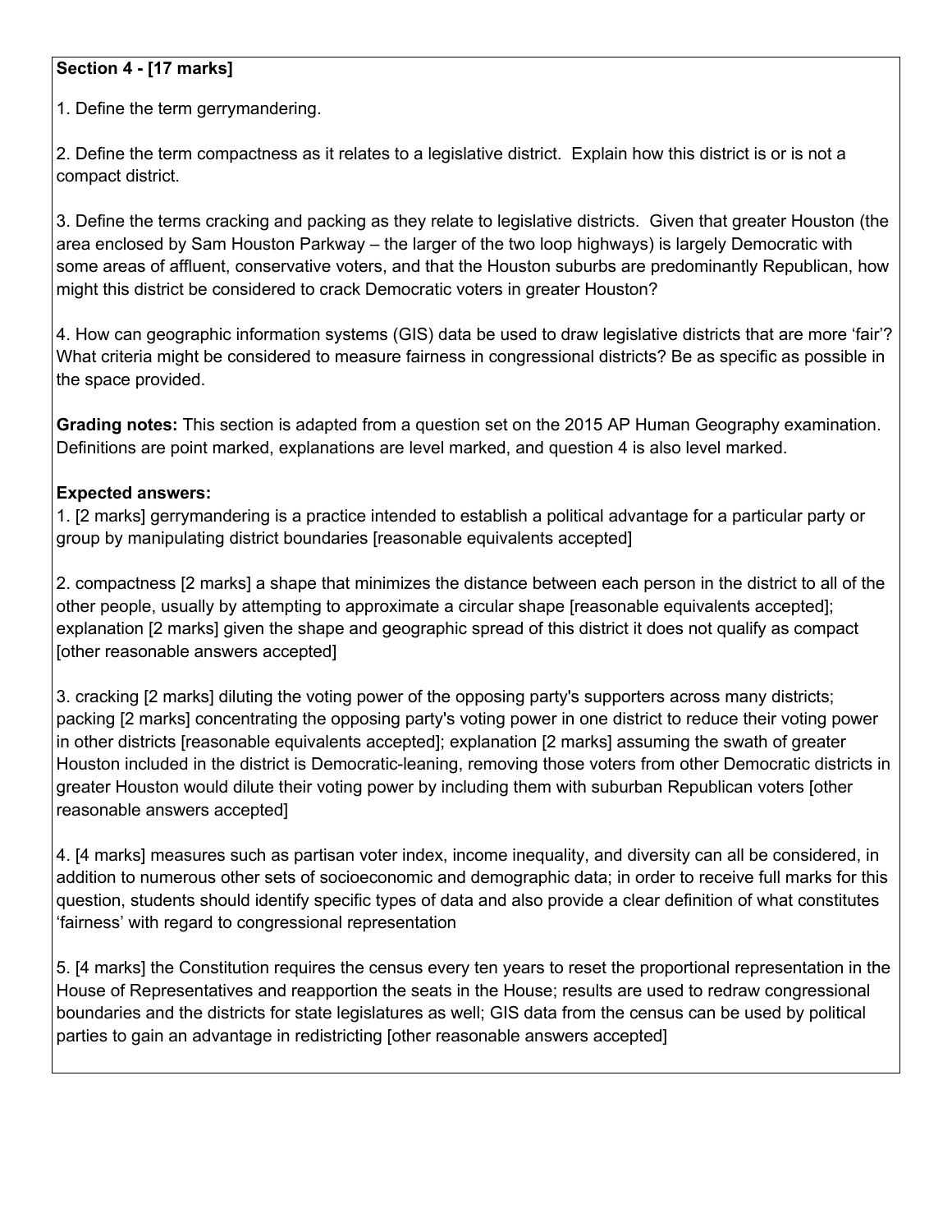**Section 4 - [17 marks]**

1. Define the term gerrymandering.

2. Define the term compactness as it relates to a legislative district. Explain how this district is or is not a compact district.

3. Define the terms cracking and packing as they relate to legislative districts. Given that greater Houston (the area enclosed by Sam Houston Parkway – the larger of the two loop highways) is largely Democratic with some areas of affluent, conservative voters, and that the Houston suburbs are predominantly Republican, how might this district be considered to crack Democratic voters in greater Houston?

4. How can geographic information systems (GIS) data be used to draw legislative districts that are more 'fair'? What criteria might be considered to measure fairness in congressional districts? Be as specific as possible in the space provided.

**Grading notes:** This section is adapted from a question set on the 2015 AP Human Geography examination. Definitions are point marked, explanations are level marked, and question 4 is also level marked.

**Expected answers:**

1. [2 marks] gerrymandering is a practice intended to establish a political advantage for a particular party or group by manipulating district boundaries [reasonable equivalents accepted]

2. compactness [2 marks] a shape that minimizes the distance between each person in the district to all of the other people, usually by attempting to approximate a circular shape [reasonable equivalents accepted]; explanation [2 marks] given the shape and geographic spread of this district it does not qualify as compact [other reasonable answers accepted]

3. cracking [2 marks] diluting the voting power of the opposing party's supporters across many districts; packing [2 marks] concentrating the opposing party's voting power in one district to reduce their voting power in other districts [reasonable equivalents accepted]; explanation [2 marks] assuming the swath of greater Houston included in the district is Democratic-leaning, removing those voters from other Democratic districts in greater Houston would dilute their voting power by including them with suburban Republican voters [other reasonable answers accepted]

4. [4 marks] measures such as partisan voter index, income inequality, and diversity can all be considered, in addition to numerous other sets of socioeconomic and demographic data; in order to receive full marks for this question, students should identify specific types of data and also provide a clear definition of what constitutes 'fairness' with regard to congressional representation

5. [4 marks] the Constitution requires the census every ten years to reset the proportional representation in the House of Representatives and reapportion the seats in the House; results are used to redraw congressional boundaries and the districts for state legislatures as well; GIS data from the census can be used by political parties to gain an advantage in redistricting [other reasonable answers accepted]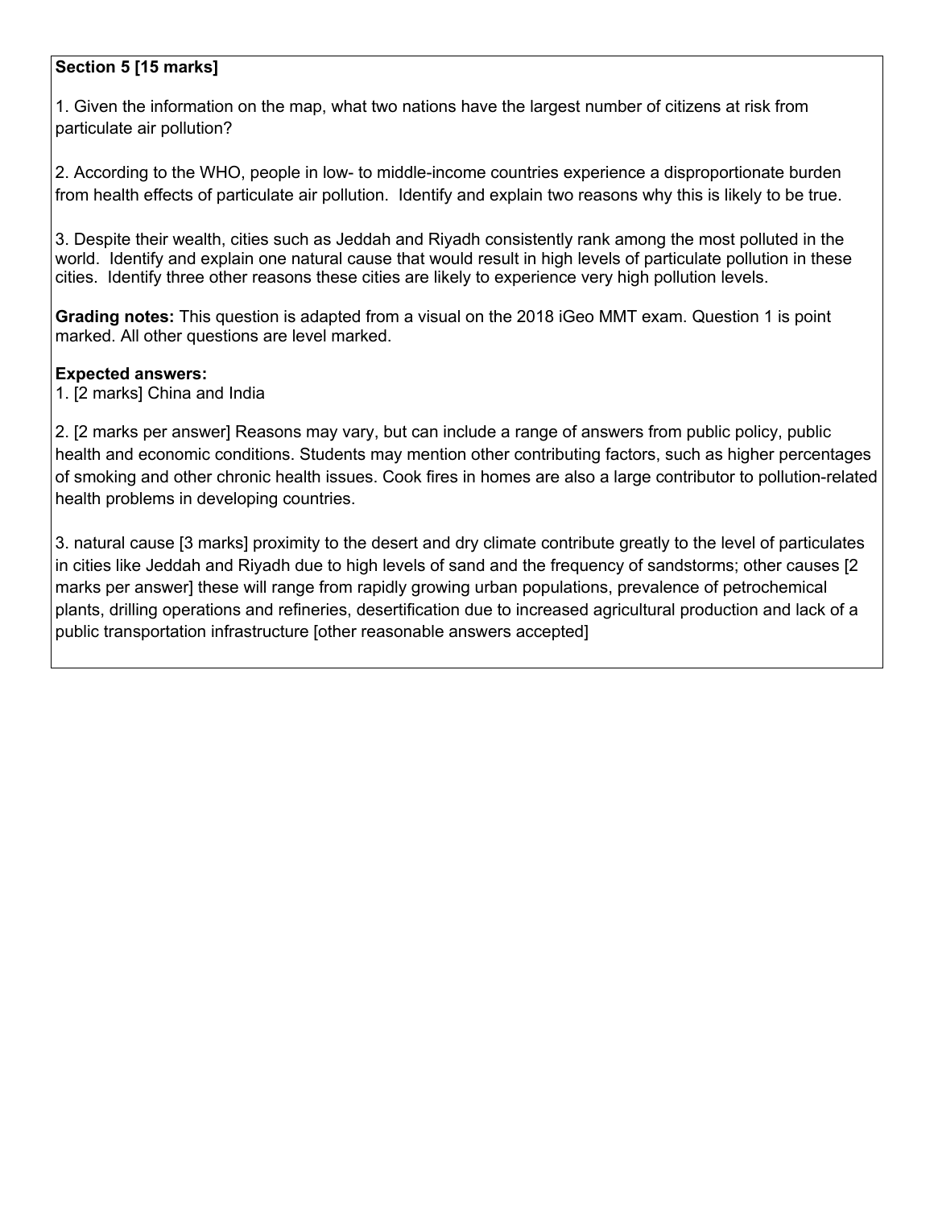**Section 5 [15 marks]**

1. Given the information on the map, what two nations have the largest number of citizens at risk from particulate air pollution?

2. According to the WHO, people in low- to middle-income countries experience a disproportionate burden from health effects of particulate air pollution. Identify and explain two reasons why this is likely to be true.

3. Despite their wealth, cities such as Jeddah and Riyadh consistently rank among the most polluted in the world. Identify and explain one natural cause that would result in high levels of particulate pollution in these cities. Identify three other reasons these cities are likely to experience very high pollution levels.

**Grading notes:** This question is adapted from a visual on the 2018 iGeo MMT exam. Question 1 is point marked. All other questions are level marked.

**Expected answers:**

1. [2 marks] China and India

2. [2 marks per answer] Reasons may vary, but can include a range of answers from public policy, public health and economic conditions. Students may mention other contributing factors, such as higher percentages of smoking and other chronic health issues. Cook fires in homes are also a large contributor to pollution-related health problems in developing countries.

3. natural cause [3 marks] proximity to the desert and dry climate contribute greatly to the level of particulates in cities like Jeddah and Riyadh due to high levels of sand and the frequency of sandstorms; other causes [2 marks per answer] these will range from rapidly growing urban populations, prevalence of petrochemical plants, drilling operations and refineries, desertification due to increased agricultural production and lack of a public transportation infrastructure [other reasonable answers accepted]